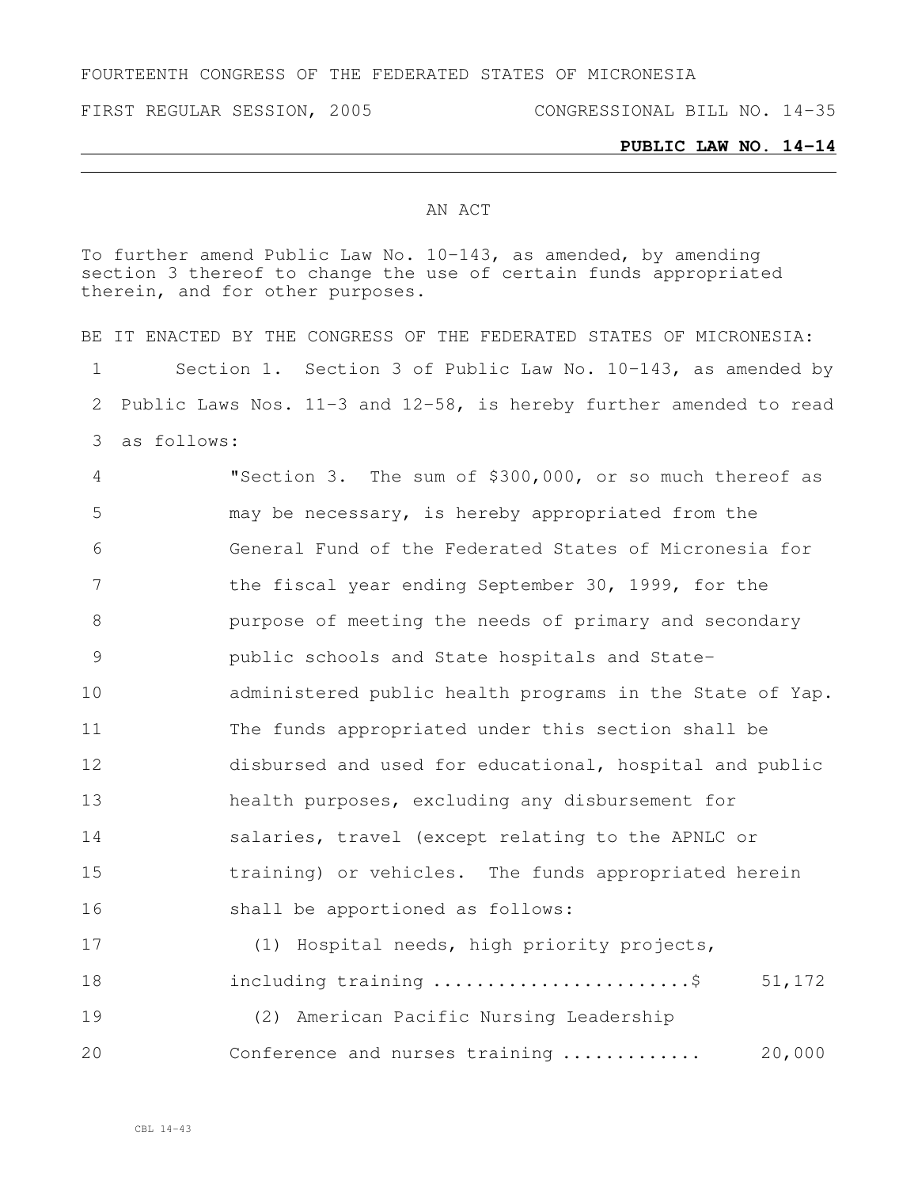FOURTEENTH CONGRESS OF THE FEDERATED STATES OF MICRONESIA

FIRST REGULAR SESSION, 2005 CONGRESSIONAL BILL NO. 14-35

**PUBLIC LAW NO. 14-14**

AN ACT

To further amend Public Law No. 10-143, as amended, by amending section 3 thereof to change the use of certain funds appropriated therein, and for other purposes.

BE IT ENACTED BY THE CONGRESS OF THE FEDERATED STATES OF MICRONESIA:

Section 1. Section 3 of Public Law No. 10-143, as amended by Public Laws Nos. 11-3 and 12-58, is hereby further amended to read as follows:

"Section 3. The sum of $300,000, or so much thereof as may be necessary, is hereby appropriated from the General Fund of the Federated States of Micronesia for the fiscal year ending September 30, 1999, for the purpose of meeting the needs of primary and secondary public schools and State hospitals and State-administered public health programs in the State of Yap. The funds appropriated under this section shall be disbursed and used for educational, hospital and public health purposes, excluding any disbursement for salaries, travel (except relating to the APNLC or training) or vehicles. The funds appropriated herein shall be apportioned as follows:

(1) Hospital needs, high priority projects, including training ......................$ 51,172

(2) American Pacific Nursing Leadership Conference and nurses training ............ 20,000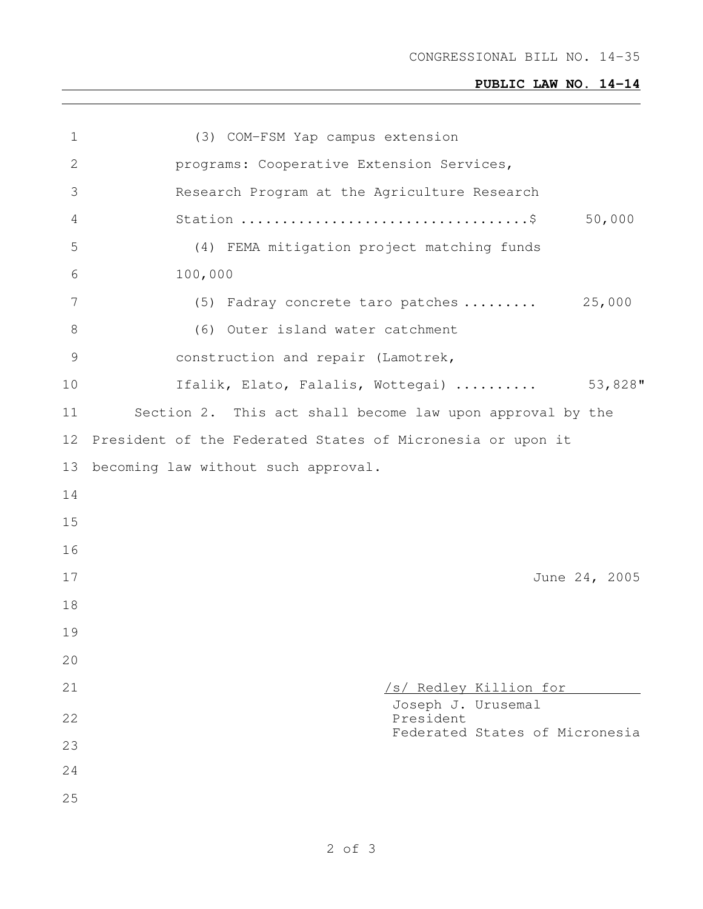CONGRESSIONAL BILL NO. 14-35

**PUBLIC LAW NO. 14-14**

(3) COM-FSM Yap campus extension programs: Cooperative Extension Services, Research Program at the Agriculture Research Station ..................................$ 50,000

(4) FEMA mitigation project matching funds 100,000

(5) Fadray concrete taro patches ......... 25,000

(6) Outer island water catchment construction and repair (Lamotrek, Ifalik, Elato, Falalis, Wottegai) .......... 53,828"

Section 2. This act shall become law upon approval by the President of the Federated States of Micronesia or upon it becoming law without such approval.

June 24, 2005

/s/ Redley Killion for
Joseph J. Urusemal
President
Federated States of Micronesia